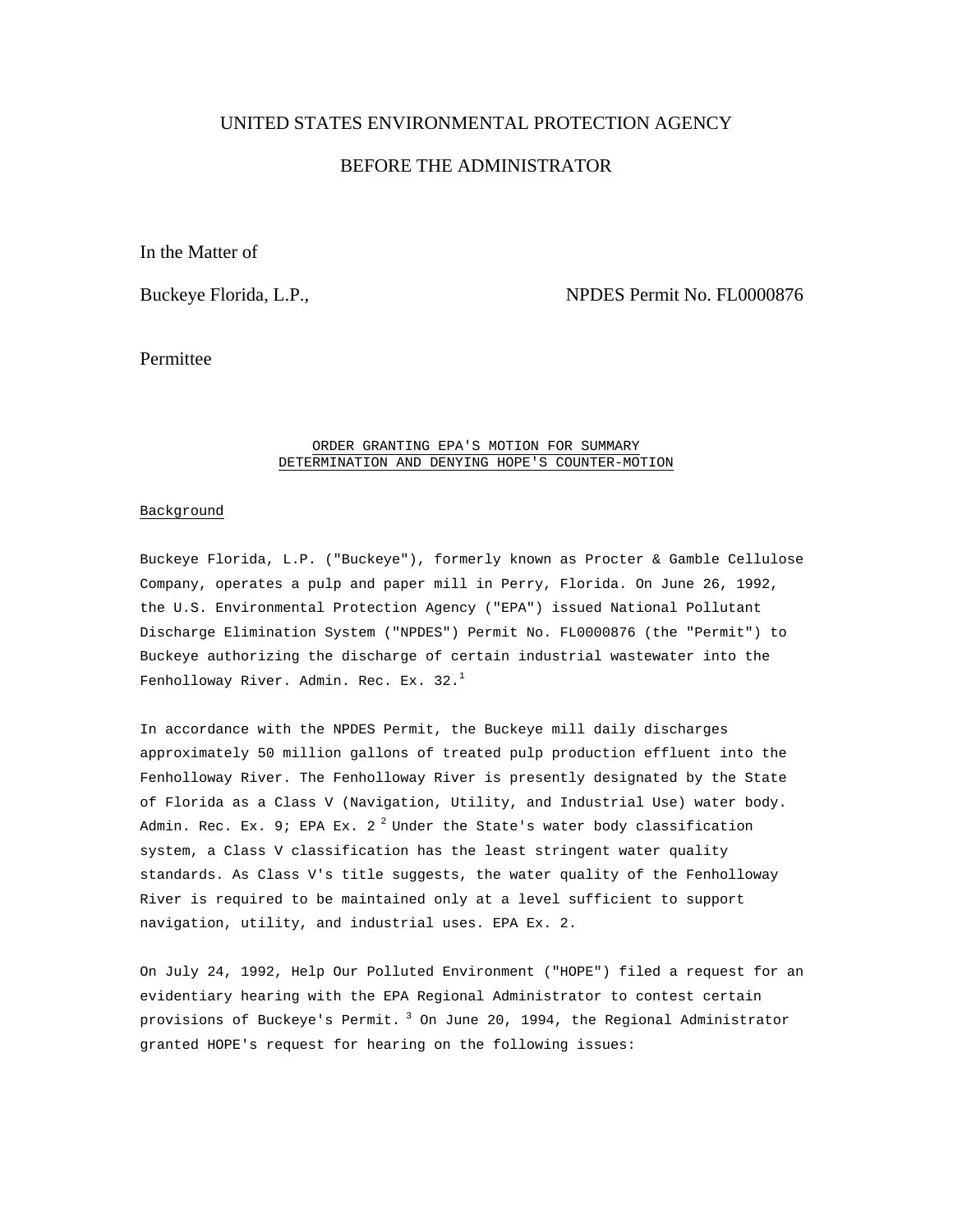UNITED STATES ENVIRONMENTAL PROTECTION AGENCY

BEFORE THE ADMINISTRATOR

In the Matter of

Buckeye Florida, L.P., NPDES Permit No. FL0000876

Permittee

ORDER GRANTING EPA'S MOTION FOR SUMMARY DETERMINATION AND DENYING HOPE'S COUNTER-MOTION

Background

Buckeye Florida, L.P. ("Buckeye"), formerly known as Procter & Gamble Cellulose Company, operates a pulp and paper mill in Perry, Florida. On June 26, 1992, the U.S. Environmental Protection Agency ("EPA") issued National Pollutant Discharge Elimination System ("NPDES") Permit No. FL0000876 (the "Permit") to Buckeye authorizing the discharge of certain industrial wastewater into the Fenholloway River. Admin. Rec. Ex. 32.[1]

In accordance with the NPDES Permit, the Buckeye mill daily discharges approximately 50 million gallons of treated pulp production effluent into the Fenholloway River. The Fenholloway River is presently designated by the State of Florida as a Class V (Navigation, Utility, and Industrial Use) water body. Admin. Rec. Ex. 9; EPA Ex. 2 [2] Under the State's water body classification system, a Class V classification has the least stringent water quality standards. As Class V's title suggests, the water quality of the Fenholloway River is required to be maintained only at a level sufficient to support navigation, utility, and industrial uses. EPA Ex. 2.

On July 24, 1992, Help Our Polluted Environment ("HOPE") filed a request for an evidentiary hearing with the EPA Regional Administrator to contest certain provisions of Buckeye's Permit. [3] On June 20, 1994, the Regional Administrator granted HOPE's request for hearing on the following issues: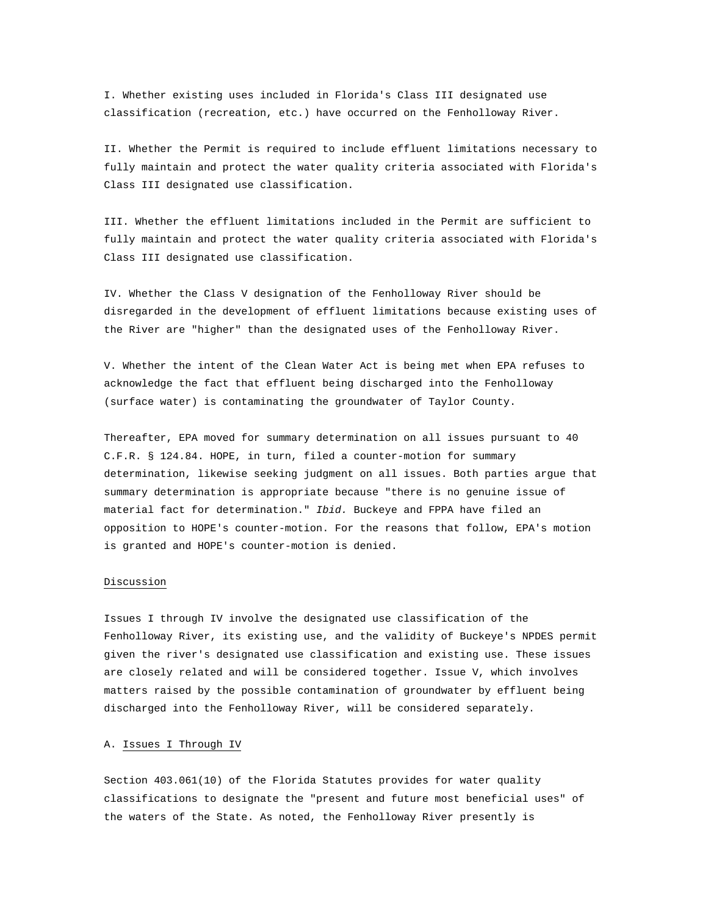I. Whether existing uses included in Florida's Class III designated use classification (recreation, etc.) have occurred on the Fenholloway River.

II. Whether the Permit is required to include effluent limitations necessary to fully maintain and protect the water quality criteria associated with Florida's Class III designated use classification.

III. Whether the effluent limitations included in the Permit are sufficient to fully maintain and protect the water quality criteria associated with Florida's Class III designated use classification.

IV. Whether the Class V designation of the Fenholloway River should be disregarded in the development of effluent limitations because existing uses of the River are "higher" than the designated uses of the Fenholloway River.

V. Whether the intent of the Clean Water Act is being met when EPA refuses to acknowledge the fact that effluent being discharged into the Fenholloway (surface water) is contaminating the groundwater of Taylor County.

Thereafter, EPA moved for summary determination on all issues pursuant to 40 C.F.R. § 124.84. HOPE, in turn, filed a counter-motion for summary determination, likewise seeking judgment on all issues. Both parties argue that summary determination is appropriate because "there is no genuine issue of material fact for determination." *Ibid.* Buckeye and FPPA have filed an opposition to HOPE's counter-motion. For the reasons that follow, EPA's motion is granted and HOPE's counter-motion is denied.

## Discussion

Issues I through IV involve the designated use classification of the Fenholloway River, its existing use, and the validity of Buckeye's NPDES permit given the river's designated use classification and existing use. These issues are closely related and will be considered together. Issue V, which involves matters raised by the possible contamination of groundwater by effluent being discharged into the Fenholloway River, will be considered separately.

### A. Issues I Through IV

Section 403.061(10) of the Florida Statutes provides for water quality classifications to designate the "present and future most beneficial uses" of the waters of the State. As noted, the Fenholloway River presently is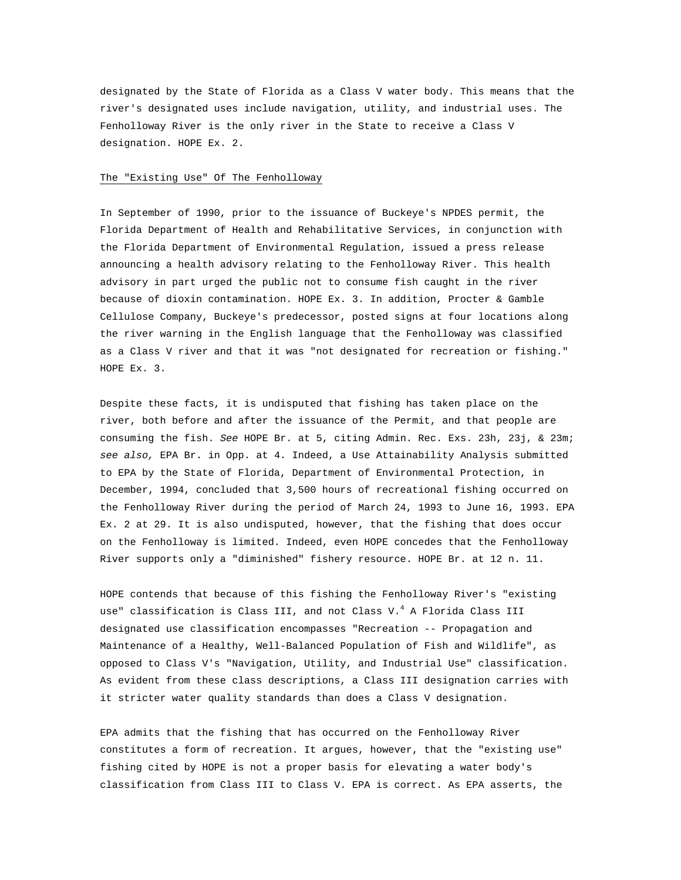designated by the State of Florida as a Class V water body. This means that the river's designated uses include navigation, utility, and industrial uses. The Fenholloway River is the only river in the State to receive a Class V designation. HOPE Ex. 2.

The "Existing Use" Of The Fenholloway

In September of 1990, prior to the issuance of Buckeye's NPDES permit, the Florida Department of Health and Rehabilitative Services, in conjunction with the Florida Department of Environmental Regulation, issued a press release announcing a health advisory relating to the Fenholloway River. This health advisory in part urged the public not to consume fish caught in the river because of dioxin contamination. HOPE Ex. 3. In addition, Procter & Gamble Cellulose Company, Buckeye's predecessor, posted signs at four locations along the river warning in the English language that the Fenholloway was classified as a Class V river and that it was "not designated for recreation or fishing." HOPE Ex. 3.

Despite these facts, it is undisputed that fishing has taken place on the river, both before and after the issuance of the Permit, and that people are consuming the fish. *See* HOPE Br. at 5, citing Admin. Rec. Exs. 23h, 23j, & 23m; *see also,* EPA Br. in Opp. at 4. Indeed, a Use Attainability Analysis submitted to EPA by the State of Florida, Department of Environmental Protection, in December, 1994, concluded that 3,500 hours of recreational fishing occurred on the Fenholloway River during the period of March 24, 1993 to June 16, 1993. EPA Ex. 2 at 29. It is also undisputed, however, that the fishing that does occur on the Fenholloway is limited. Indeed, even HOPE concedes that the Fenholloway River supports only a "diminished" fishery resource. HOPE Br. at 12 n. 11.

HOPE contends that because of this fishing the Fenholloway River's "existing use" classification is Class III, and not Class V.[4] A Florida Class III designated use classification encompasses "Recreation -- Propagation and Maintenance of a Healthy, Well-Balanced Population of Fish and Wildlife", as opposed to Class V's "Navigation, Utility, and Industrial Use" classification. As evident from these class descriptions, a Class III designation carries with it stricter water quality standards than does a Class V designation.

EPA admits that the fishing that has occurred on the Fenholloway River constitutes a form of recreation. It argues, however, that the "existing use" fishing cited by HOPE is not a proper basis for elevating a water body's classification from Class III to Class V. EPA is correct. As EPA asserts, the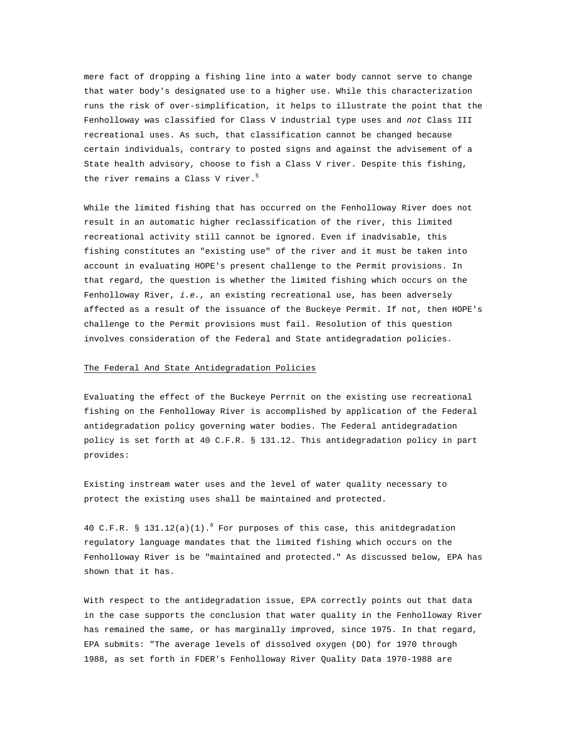mere fact of dropping a fishing line into a water body cannot serve to change that water body's designated use to a higher use. While this characterization runs the risk of over-simplification, it helps to illustrate the point that the Fenholloway was classified for Class V industrial type uses and *not* Class III recreational uses. As such, that classification cannot be changed because certain individuals, contrary to posted signs and against the advisement of a State health advisory, choose to fish a Class V river. Despite this fishing, the river remains a Class V river.[5]

While the limited fishing that has occurred on the Fenholloway River does not result in an automatic higher reclassification of the river, this limited recreational activity still cannot be ignored. Even if inadvisable, this fishing constitutes an "existing use" of the river and it must be taken into account in evaluating HOPE's present challenge to the Permit provisions. In that regard, the question is whether the limited fishing which occurs on the Fenholloway River, *i.e.,* an existing recreational use, has been adversely affected as a result of the issuance of the Buckeye Permit. If not, then HOPE's challenge to the Permit provisions must fail. Resolution of this question involves consideration of the Federal and State antidegradation policies.

The Federal And State Antidegradation Policies

Evaluating the effect of the Buckeye Perrnit on the existing use recreational fishing on the Fenholloway River is accomplished by application of the Federal antidegradation policy governing water bodies. The Federal antidegradation policy is set forth at 40 C.F.R. § 131.12. This antidegradation policy in part provides:

Existing instream water uses and the level of water quality necessary to protect the existing uses shall be maintained and protected.

40 C.F.R. § 131.12(a)(1).[6] For purposes of this case, this anitdegradation regulatory language mandates that the limited fishing which occurs on the Fenholloway River is be "maintained and protected." As discussed below, EPA has shown that it has.

With respect to the antidegradation issue, EPA correctly points out that data in the case supports the conclusion that water quality in the Fenholloway River has remained the same, or has marginally improved, since 1975. In that regard, EPA submits: "The average levels of dissolved oxygen (DO) for 1970 through 1988, as set forth in FDER's Fenholloway River Quality Data 1970-1988 are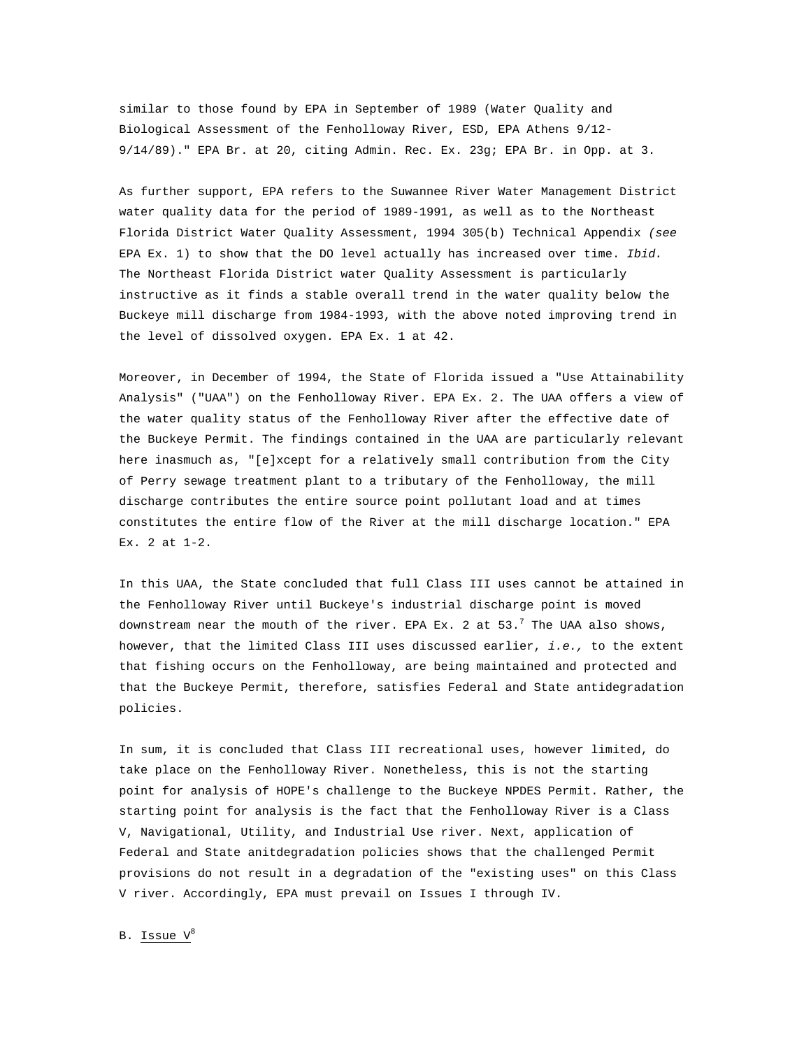similar to those found by EPA in September of 1989 (Water Quality and Biological Assessment of the Fenholloway River, ESD, EPA Athens 9/12-9/14/89)." EPA Br. at 20, citing Admin. Rec. Ex. 23g; EPA Br. in Opp. at 3.

As further support, EPA refers to the Suwannee River Water Management District water quality data for the period of 1989-1991, as well as to the Northeast Florida District Water Quality Assessment, 1994 305(b) Technical Appendix *(see* EPA Ex. 1) to show that the DO level actually has increased over time. *Ibid.* The Northeast Florida District water Quality Assessment is particularly instructive as it finds a stable overall trend in the water quality below the Buckeye mill discharge from 1984-1993, with the above noted improving trend in the level of dissolved oxygen. EPA Ex. 1 at 42.

Moreover, in December of 1994, the State of Florida issued a "Use Attainability Analysis" ("UAA") on the Fenholloway River. EPA Ex. 2. The UAA offers a view of the water quality status of the Fenholloway River after the effective date of the Buckeye Permit. The findings contained in the UAA are particularly relevant here inasmuch as, "[e]xcept for a relatively small contribution from the City of Perry sewage treatment plant to a tributary of the Fenholloway, the mill discharge contributes the entire source point pollutant load and at times constitutes the entire flow of the River at the mill discharge location." EPA Ex. 2 at 1-2.

In this UAA, the State concluded that full Class III uses cannot be attained in the Fenholloway River until Buckeye's industrial discharge point is moved downstream near the mouth of the river. EPA Ex. 2 at 53.[7] The UAA also shows, however, that the limited Class III uses discussed earlier, *i.e.,* to the extent that fishing occurs on the Fenholloway, are being maintained and protected and that the Buckeye Permit, therefore, satisfies Federal and State antidegradation policies.

In sum, it is concluded that Class III recreational uses, however limited, do take place on the Fenholloway River. Nonetheless, this is not the starting point for analysis of HOPE's challenge to the Buckeye NPDES Permit. Rather, the starting point for analysis is the fact that the Fenholloway River is a Class V, Navigational, Utility, and Industrial Use river. Next, application of Federal and State anitdegradation policies shows that the challenged Permit provisions do not result in a degradation of the "existing uses" on this Class V river. Accordingly, EPA must prevail on Issues I through IV.

B. <u>Issue V</u>[8]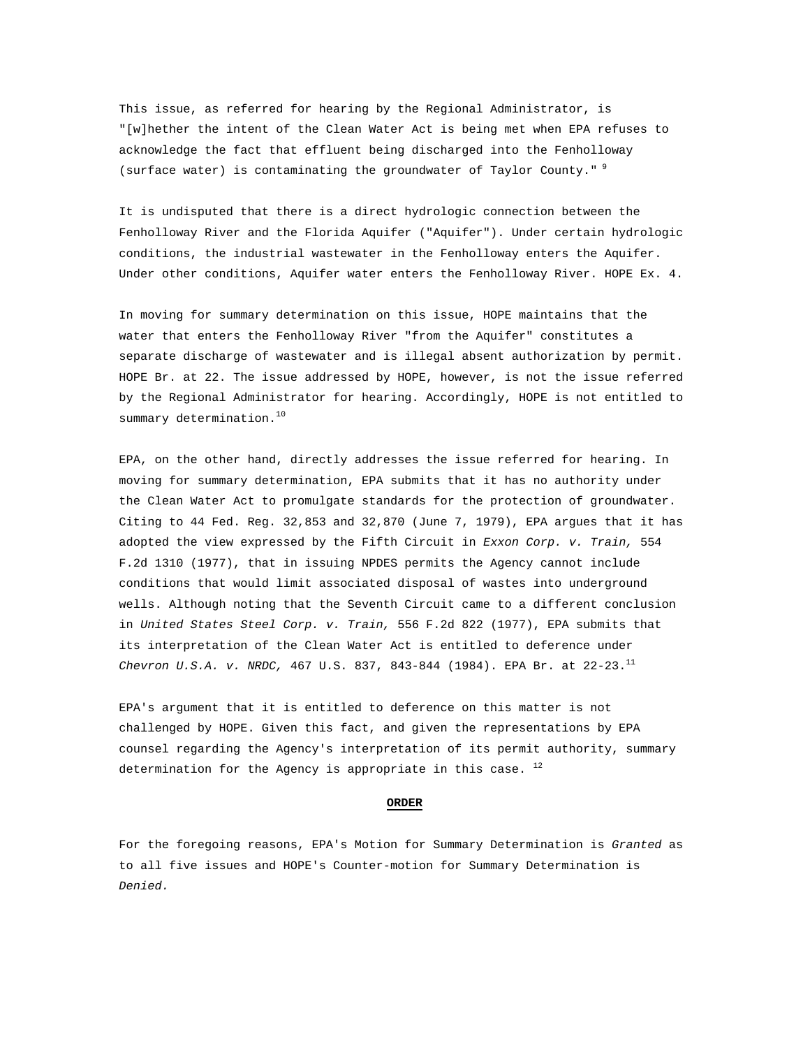This issue, as referred for hearing by the Regional Administrator, is "[w]hether the intent of the Clean Water Act is being met when EPA refuses to acknowledge the fact that effluent being discharged into the Fenholloway (surface water) is contaminating the groundwater of Taylor County." [9]

It is undisputed that there is a direct hydrologic connection between the Fenholloway River and the Florida Aquifer ("Aquifer"). Under certain hydrologic conditions, the industrial wastewater in the Fenholloway enters the Aquifer. Under other conditions, Aquifer water enters the Fenholloway River. HOPE Ex. 4.

In moving for summary determination on this issue, HOPE maintains that the water that enters the Fenholloway River "from the Aquifer" constitutes a separate discharge of wastewater and is illegal absent authorization by permit. HOPE Br. at 22. The issue addressed by HOPE, however, is not the issue referred by the Regional Administrator for hearing. Accordingly, HOPE is not entitled to summary determination.[10]

EPA, on the other hand, directly addresses the issue referred for hearing. In moving for summary determination, EPA submits that it has no authority under the Clean Water Act to promulgate standards for the protection of groundwater. Citing to 44 Fed. Reg. 32,853 and 32,870 (June 7, 1979), EPA argues that it has adopted the view expressed by the Fifth Circuit in *Exxon Corp. v. Train,* 554 F.2d 1310 (1977), that in issuing NPDES permits the Agency cannot include conditions that would limit associated disposal of wastes into underground wells. Although noting that the Seventh Circuit came to a different conclusion in *United States Steel Corp. v. Train,* 556 F.2d 822 (1977), EPA submits that its interpretation of the Clean Water Act is entitled to deference under *Chevron U.S.A. v. NRDC,* 467 U.S. 837, 843-844 (1984). EPA Br. at 22-23.[11]

EPA's argument that it is entitled to deference on this matter is not challenged by HOPE. Given this fact, and given the representations by EPA counsel regarding the Agency's interpretation of its permit authority, summary determination for the Agency is appropriate in this case. [12]

**ORDER**

For the foregoing reasons, EPA's Motion for Summary Determination is *Granted* as to all five issues and HOPE's Counter-motion for Summary Determination is *Denied.*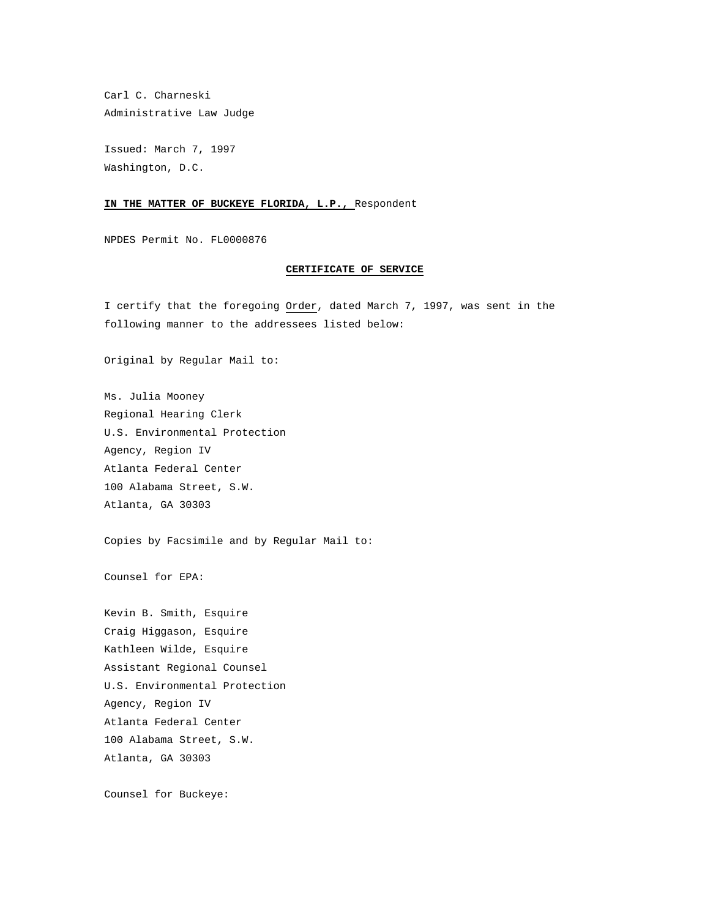Carl C. Charneski
Administrative Law Judge

Issued: March 7, 1997
Washington, D.C.

**IN THE MATTER OF BUCKEYE FLORIDA, L.P.,** Respondent

NPDES Permit No. FL0000876

**CERTIFICATE OF SERVICE**

I certify that the foregoing Order, dated March 7, 1997, was sent in the following manner to the addressees listed below:

Original by Regular Mail to:

Ms. Julia Mooney
Regional Hearing Clerk
U.S. Environmental Protection
Agency, Region IV
Atlanta Federal Center
100 Alabama Street, S.W.
Atlanta, GA 30303

Copies by Facsimile and by Regular Mail to:

Counsel for EPA:

Kevin B. Smith, Esquire
Craig Higgason, Esquire
Kathleen Wilde, Esquire
Assistant Regional Counsel
U.S. Environmental Protection
Agency, Region IV
Atlanta Federal Center
100 Alabama Street, S.W.
Atlanta, GA 30303

Counsel for Buckeye: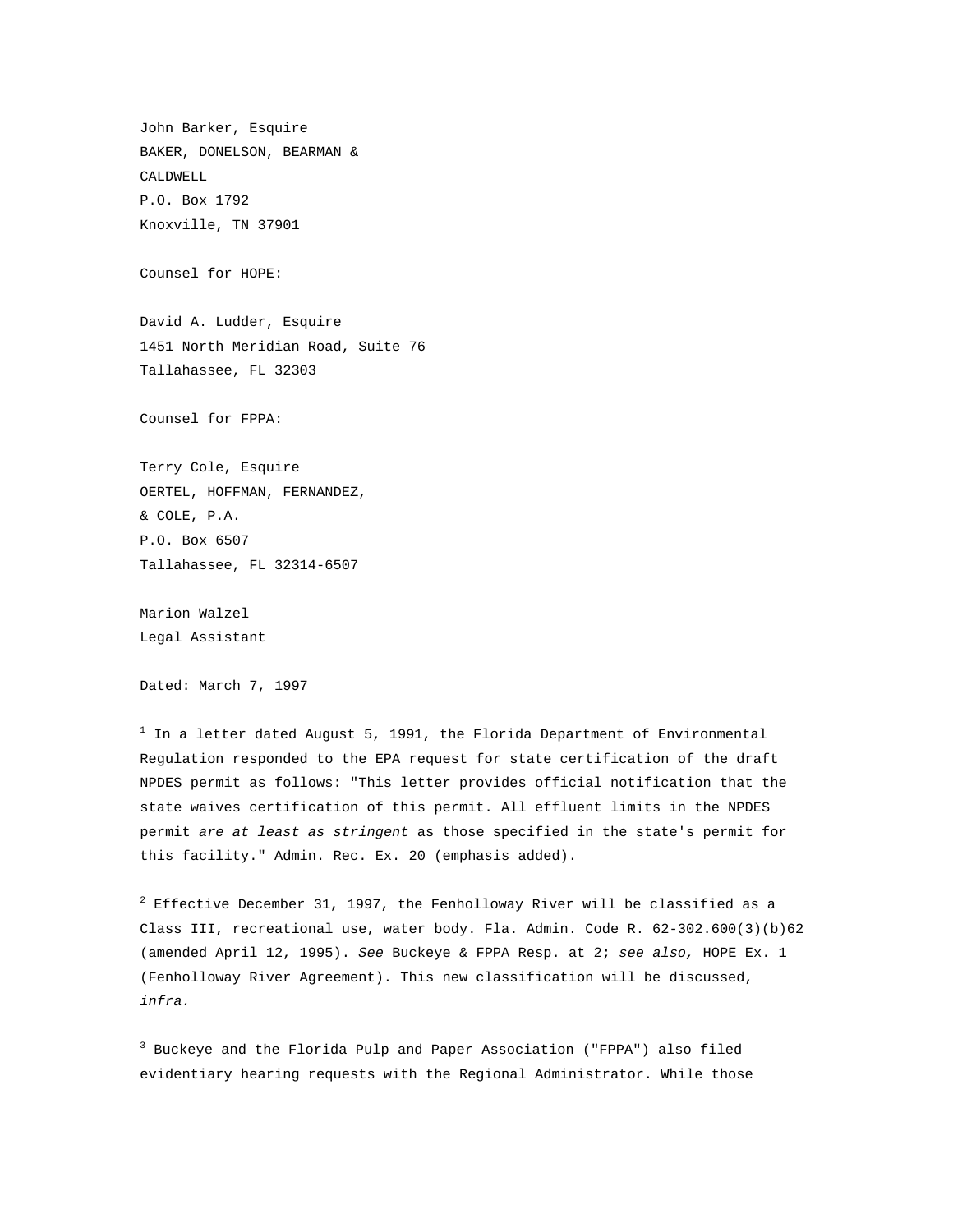John Barker, Esquire
BAKER, DONELSON, BEARMAN &
CALDWELL
P.O. Box 1792
Knoxville, TN 37901

Counsel for HOPE:

David A. Ludder, Esquire
1451 North Meridian Road, Suite 76
Tallahassee, FL 32303

Counsel for FPPA:

Terry Cole, Esquire
OERTEL, HOFFMAN, FERNANDEZ,
& COLE, P.A.
P.O. Box 6507
Tallahassee, FL 32314-6507

Marion Walzel
Legal Assistant

Dated: March 7, 1997

[1] In a letter dated August 5, 1991, the Florida Department of Environmental Regulation responded to the EPA request for state certification of the draft NPDES permit as follows: "This letter provides official notification that the state waives certification of this permit. All effluent limits in the NPDES permit *are at least as stringent* as those specified in the state's permit for this facility." Admin. Rec. Ex. 20 (emphasis added).

[2] Effective December 31, 1997, the Fenholloway River will be classified as a Class III, recreational use, water body. Fla. Admin. Code R. 62-302.600(3)(b)62 (amended April 12, 1995). *See* Buckeye & FPPA Resp. at 2; *see also,* HOPE Ex. 1 (Fenholloway River Agreement). This new classification will be discussed, *infra.*

[3] Buckeye and the Florida Pulp and Paper Association ("FPPA") also filed evidentiary hearing requests with the Regional Administrator. While those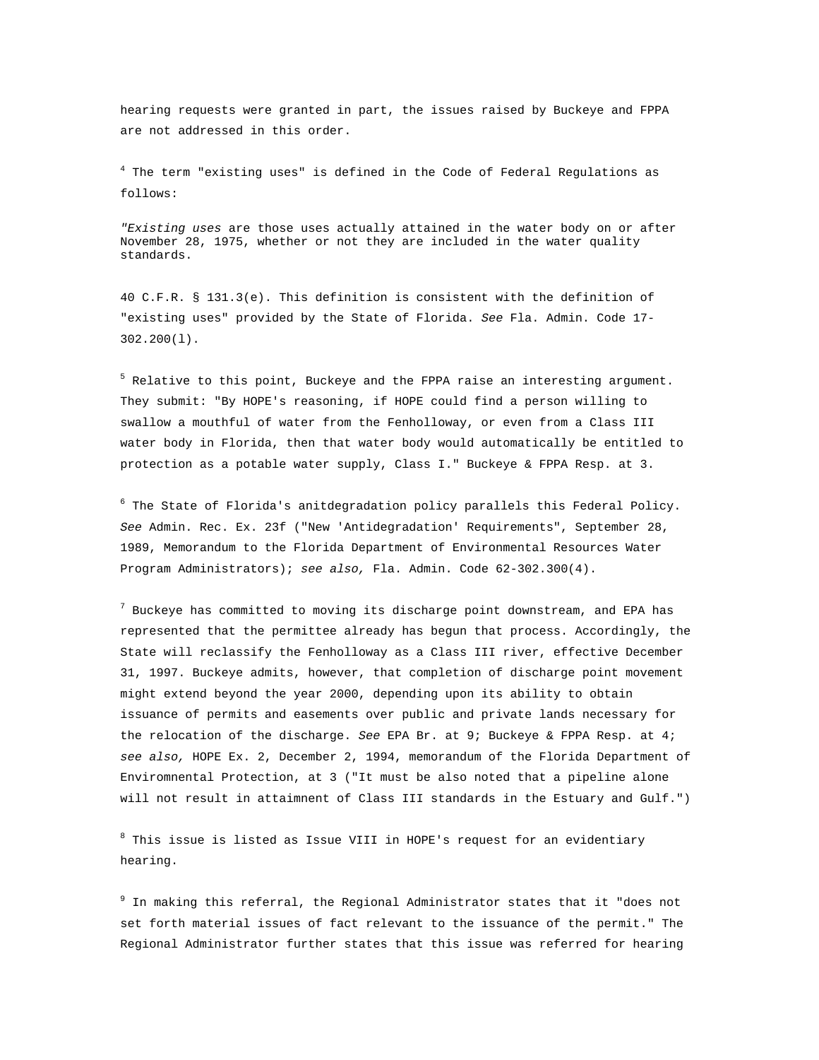hearing requests were granted in part, the issues raised by Buckeye and FPPA are not addressed in this order.

[4] The term "existing uses" is defined in the Code of Federal Regulations as follows:

> *"Existing uses* are those uses actually attained in the water body on or after November 28, 1975, whether or not they are included in the water quality standards.

40 C.F.R. § 131.3(e). This definition is consistent with the definition of "existing uses" provided by the State of Florida. *See* Fla. Admin. Code 17-302.200(l).

[5] Relative to this point, Buckeye and the FPPA raise an interesting argument. They submit: "By HOPE's reasoning, if HOPE could find a person willing to swallow a mouthful of water from the Fenholloway, or even from a Class III water body in Florida, then that water body would automatically be entitled to protection as a potable water supply, Class I." Buckeye & FPPA Resp. at 3.

[6] The State of Florida's anitdegradation policy parallels this Federal Policy. *See* Admin. Rec. Ex. 23f ("New 'Antidegradation' Requirements", September 28, 1989, Memorandum to the Florida Department of Environmental Resources Water Program Administrators); *see also,* Fla. Admin. Code 62-302.300(4).

[7] Buckeye has committed to moving its discharge point downstream, and EPA has represented that the permittee already has begun that process. Accordingly, the State will reclassify the Fenholloway as a Class III river, effective December 31, 1997. Buckeye admits, however, that completion of discharge point movement might extend beyond the year 2000, depending upon its ability to obtain issuance of permits and easements over public and private lands necessary for the relocation of the discharge. *See* EPA Br. at 9; Buckeye & FPPA Resp. at 4; *see also,* HOPE Ex. 2, December 2, 1994, memorandum of the Florida Department of Enviromnental Protection, at 3 ("It must be also noted that a pipeline alone will not result in attaimnent of Class III standards in the Estuary and Gulf.")

[8] This issue is listed as Issue VIII in HOPE's request for an evidentiary hearing.

[9] In making this referral, the Regional Administrator states that it "does not set forth material issues of fact relevant to the issuance of the permit." The Regional Administrator further states that this issue was referred for hearing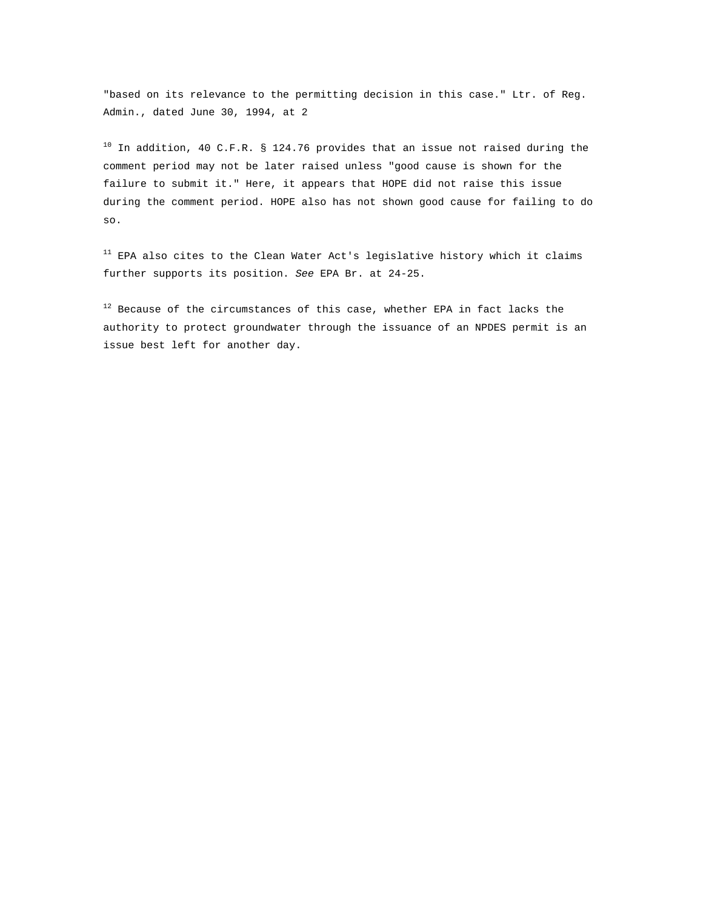"based on its relevance to the permitting decision in this case." Ltr. of Reg. Admin., dated June 30, 1994, at 2

[10] In addition, 40 C.F.R. § 124.76 provides that an issue not raised during the comment period may not be later raised unless "good cause is shown for the failure to submit it." Here, it appears that HOPE did not raise this issue during the comment period. HOPE also has not shown good cause for failing to do so.

[11] EPA also cites to the Clean Water Act's legislative history which it claims further supports its position. *See* EPA Br. at 24-25.

[12] Because of the circumstances of this case, whether EPA in fact lacks the authority to protect groundwater through the issuance of an NPDES permit is an issue best left for another day.